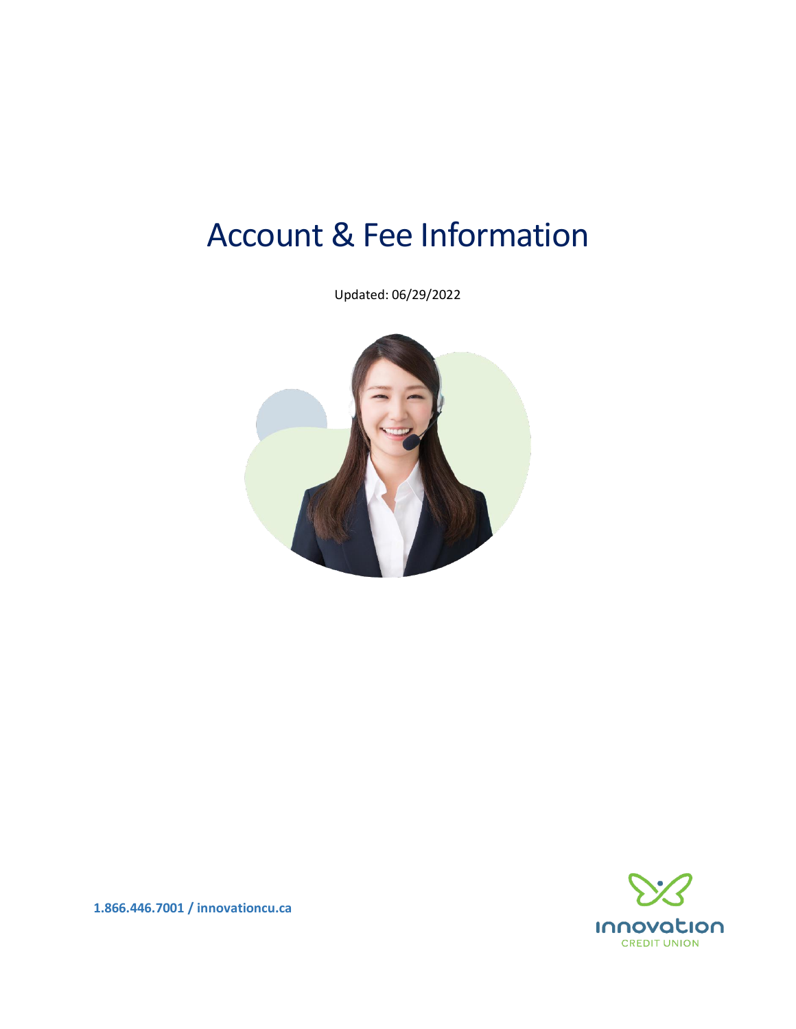# Account & Fee Information

Updated: 06/29/2022

**1.866.446.7001 / innovationcu.ca**

innovation CREDIT UNION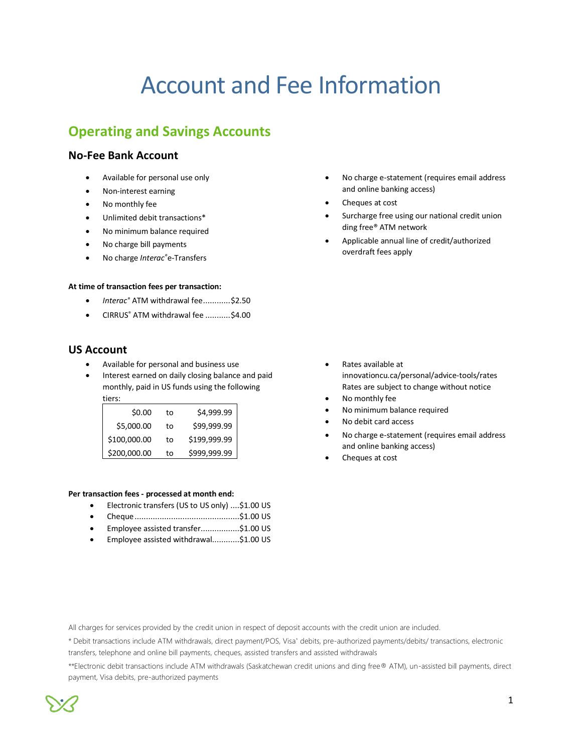# Account and Fee Information

## Operating and Savings Accounts

### No-Fee Bank Account

- Available for personal use only
- Non-interest earning
- No monthly fee
- Unlimited debit transactions*
- No minimum balance required
- No charge bill payments
- No charge *Interac*® e-Transfers
- No charge e-statement (requires email address and online banking access)
- Cheques at cost
- Surcharge free using our national credit union ding free® ATM network
- Applicable annual line of credit/authorized overdraft fees apply

**At time of transaction fees per transaction:**

- *Interac*® ATM withdrawal fee............$2.50
- CIRRUS® ATM withdrawal fee ...........$4.00

### US Account

- Available for personal and business use
- Interest earned on daily closing balance and paid monthly, paid in US funds using the following tiers:

| | | |
|---|---|---|
| $0.00 | to | $4,999.99 |
| $5,000.00 | to | $99,999.99 |
| $100,000.00 | to | $199,999.99 |
| $200,000.00 | to | $999,999.99 |

- Rates available at innovationcu.ca/personal/advice-tools/rates Rates are subject to change without notice
- No monthly fee
- No minimum balance required
- No debit card access
- No charge e-statement (requires email address and online banking access)
- Cheques at cost

**Per transaction fees - processed at month end:**

- Electronic transfers (US to US only) ....$1.00 US
- Cheque .............................................$1.00 US
- Employee assisted transfer.................$1.00 US
- Employee assisted withdrawal............$1.00 US

All charges for services provided by the credit union in respect of deposit accounts with the credit union are included.

* Debit transactions include ATM withdrawals, direct payment/POS, Visa® debits, pre-authorized payments/debits/ transactions, electronic transfers, telephone and online bill payments, cheques, assisted transfers and assisted withdrawals

**Electronic debit transactions include ATM withdrawals (Saskatchewan credit unions and ding free® ATM), un-assisted bill payments, direct payment, Visa debits, pre-authorized payments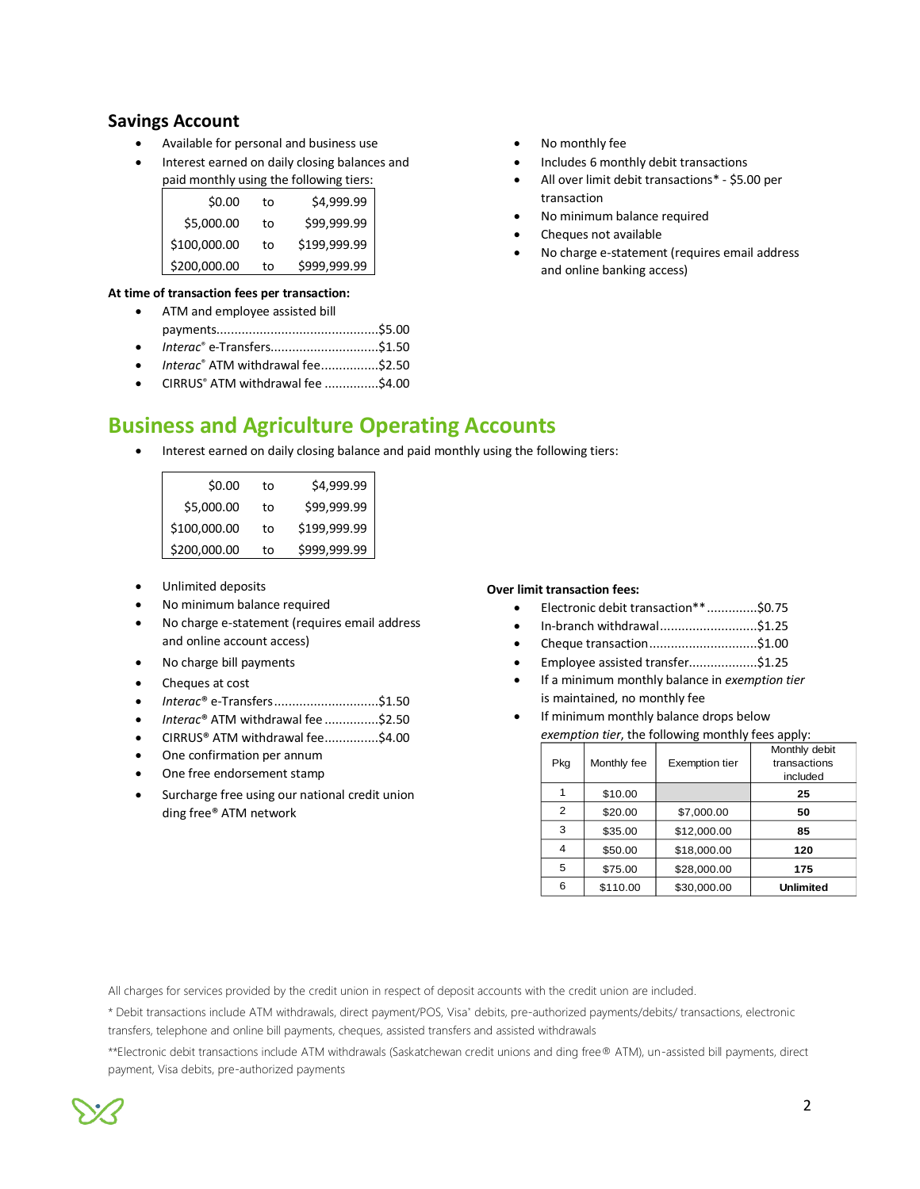## Savings Account

- Available for personal and business use
- Interest earned on daily closing balances and paid monthly using the following tiers:

| | | |
|---|---|---|
| $0.00 | to | $4,999.99 |
| $5,000.00 | to | $99,999.99 |
| $100,000.00 | to | $199,999.99 |
| $200,000.00 | to | $999,999.99 |

**At time of transaction fees per transaction:**

- ATM and employee assisted bill payments............................................$5.00
- *Interac*® e-Transfers..............................$1.50
- *Interac*® ATM withdrawal fee................$2.50
- CIRRUS® ATM withdrawal fee ...............$4.00

- No monthly fee
- Includes 6 monthly debit transactions
- All over limit debit transactions* - $5.00 per transaction
- No minimum balance required
- Cheques not available
- No charge e-statement (requires email address and online banking access)

## Business and Agriculture Operating Accounts

- Interest earned on daily closing balance and paid monthly using the following tiers:

| | | |
|---|---|---|
| $0.00 | to | $4,999.99 |
| $5,000.00 | to | $99,999.99 |
| $100,000.00 | to | $199,999.99 |
| $200,000.00 | to | $999,999.99 |

- Unlimited deposits
- No minimum balance required
- No charge e-statement (requires email address and online account access)
- No charge bill payments
- Cheques at cost
- *Interac*® e-Transfers.............................$1.50
- *Interac*® ATM withdrawal fee ...............$2.50
- CIRRUS® ATM withdrawal fee...............$4.00
- One confirmation per annum
- One free endorsement stamp
- Surcharge free using our national credit union ding free® ATM network

**Over limit transaction fees:**

- Electronic debit transaction** .............$0.75
- In-branch withdrawal...........................$1.25
- Cheque transaction..............................$1.00
- Employee assisted transfer...................$1.25
- If a minimum monthly balance in *exemption tier* is maintained, no monthly fee
- If minimum monthly balance drops below *exemption tier*, the following monthly fees apply:

| Pkg | Monthly fee | Exemption tier | Monthly debit transactions included |
|---|---|---|---|
| 1 | $10.00 | | **25** |
| 2 | $20.00 | $7,000.00 | **50** |
| 3 | $35.00 | $12,000.00 | **85** |
| 4 | $50.00 | $18,000.00 | **120** |
| 5 | $75.00 | $28,000.00 | **175** |
| 6 | $110.00 | $30,000.00 | **Unlimited** |

All charges for services provided by the credit union in respect of deposit accounts with the credit union are included.

* Debit transactions include ATM withdrawals, direct payment/POS, Visa® debits, pre-authorized payments/debits/ transactions, electronic transfers, telephone and online bill payments, cheques, assisted transfers and assisted withdrawals

**Electronic debit transactions include ATM withdrawals (Saskatchewan credit unions and ding free® ATM), un-assisted bill payments, direct payment, Visa debits, pre-authorized payments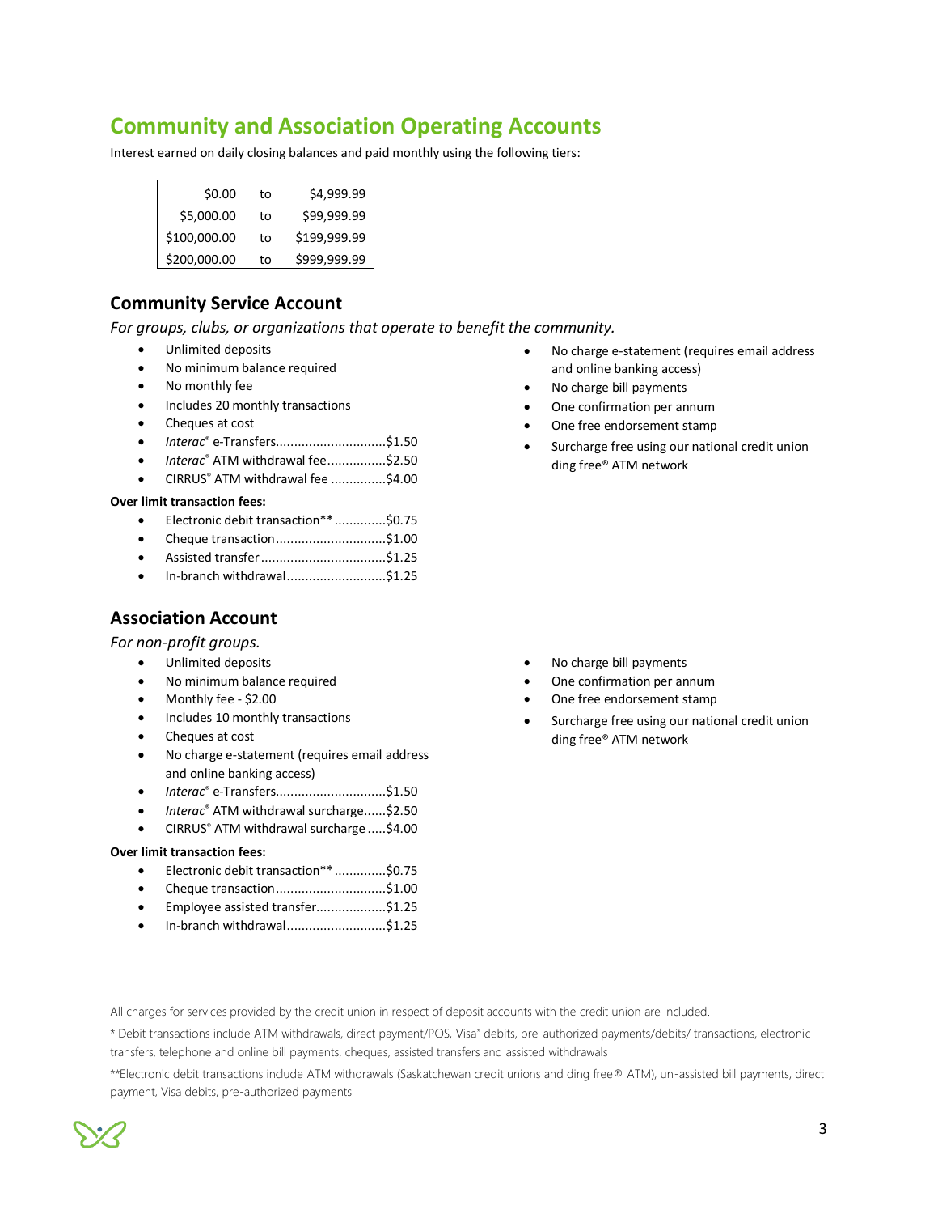# Community and Association Operating Accounts

Interest earned on daily closing balances and paid monthly using the following tiers:

| | | |
|---|---|---|
| $0.00 | to | $4,999.99 |
| $5,000.00 | to | $99,999.99 |
| $100,000.00 | to | $199,999.99 |
| $200,000.00 | to | $999,999.99 |

## Community Service Account

*For groups, clubs, or organizations that operate to benefit the community.*

- Unlimited deposits
- No minimum balance required
- No monthly fee
- Includes 20 monthly transactions
- Cheques at cost
- *Interac*® e-Transfers..............................$1.50
- *Interac*® ATM withdrawal fee................$2.50
- CIRRUS® ATM withdrawal fee ...............$4.00

**Over limit transaction fees:**

- Electronic debit transaction**..............$0.75
- Cheque transaction..............................$1.00
- Assisted transfer..................................$1.25
- In-branch withdrawal...........................$1.25

- No charge e-statement (requires email address and online banking access)
- No charge bill payments
- One confirmation per annum
- One free endorsement stamp
- Surcharge free using our national credit union ding free® ATM network

## Association Account

*For non-profit groups.*

- Unlimited deposits
- No minimum balance required
- Monthly fee - $2.00
- Includes 10 monthly transactions
- Cheques at cost
- No charge e-statement (requires email address and online banking access)
- *Interac*® e-Transfers..............................$1.50
- *Interac*® ATM withdrawal surcharge......$2.50
- CIRRUS® ATM withdrawal surcharge .....$4.00

**Over limit transaction fees:**

- Electronic debit transaction**..............$0.75
- Cheque transaction..............................$1.00
- Employee assisted transfer...................$1.25
- In-branch withdrawal...........................$1.25

- No charge bill payments
- One confirmation per annum
- One free endorsement stamp
- Surcharge free using our national credit union ding free® ATM network

All charges for services provided by the credit union in respect of deposit accounts with the credit union are included.

* Debit transactions include ATM withdrawals, direct payment/POS, Visa* debits, pre-authorized payments/debits/ transactions, electronic transfers, telephone and online bill payments, cheques, assisted transfers and assisted withdrawals

**Electronic debit transactions include ATM withdrawals (Saskatchewan credit unions and ding free® ATM), un-assisted bill payments, direct payment, Visa debits, pre-authorized payments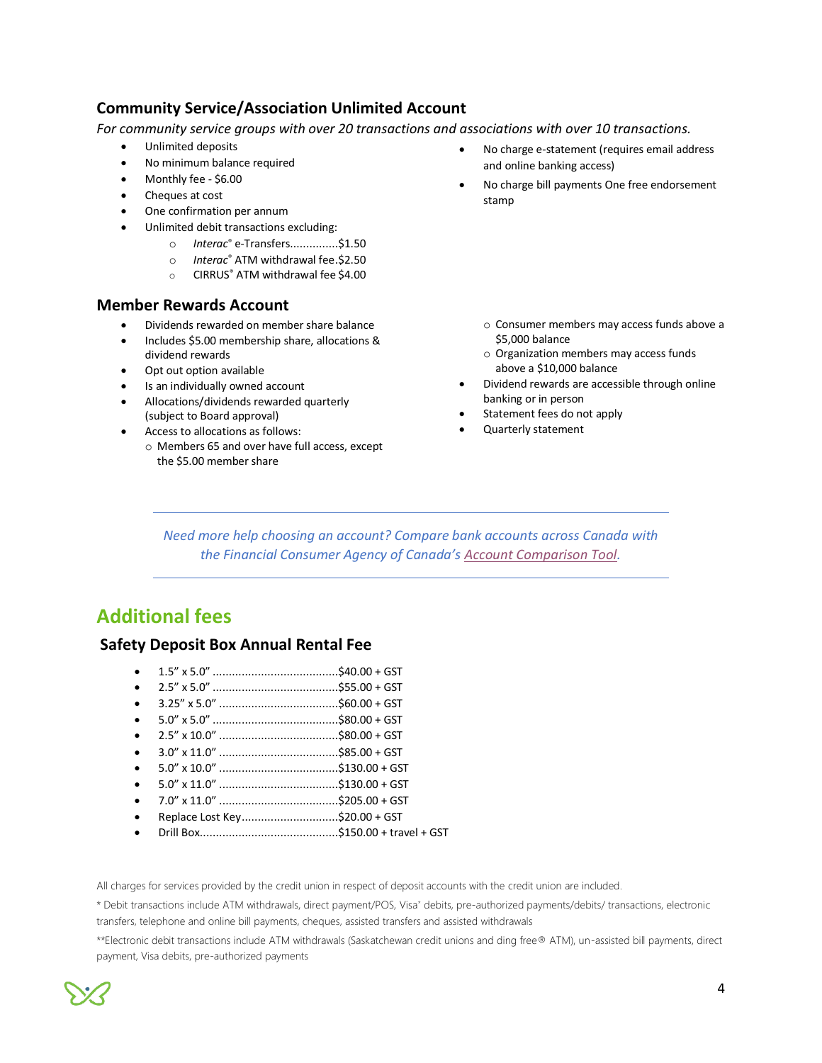### Community Service/Association Unlimited Account

*For community service groups with over 20 transactions and associations with over 10 transactions.*

- Unlimited deposits
- No minimum balance required
- Monthly fee - $6.00
- Cheques at cost
- One confirmation per annum
- Unlimited debit transactions excluding:
  - *Interac*® e-Transfers...............$1.50
  - *Interac*® ATM withdrawal fee.$2.50
  - CIRRUS® ATM withdrawal fee $4.00
- No charge e-statement (requires email address and online banking access)
- No charge bill payments One free endorsement stamp

### Member Rewards Account

- Dividends rewarded on member share balance
- Includes $5.00 membership share, allocations & dividend rewards
- Opt out option available
- Is an individually owned account
- Allocations/dividends rewarded quarterly (subject to Board approval)
- Access to allocations as follows:
  - Members 65 and over have full access, except the $5.00 member share
  - Consumer members may access funds above a $5,000 balance
  - Organization members may access funds above a $10,000 balance
- Dividend rewards are accessible through online banking or in person
- Statement fees do not apply
- Quarterly statement

---

*Need more help choosing an account? Compare bank accounts across Canada with the Financial Consumer Agency of Canada's Account Comparison Tool.*

---

## Additional fees

### Safety Deposit Box Annual Rental Fee

- 1.5" x 5.0" .......................................$40.00 + GST
- 2.5" x 5.0" .......................................$55.00 + GST
- 3.25" x 5.0" .....................................$60.00 + GST
- 5.0" x 5.0" .......................................$80.00 + GST
- 2.5" x 10.0" .....................................$80.00 + GST
- 3.0" x 11.0" .....................................$85.00 + GST
- 5.0" x 10.0" .....................................$130.00 + GST
- 5.0" x 11.0" .....................................$130.00 + GST
- 7.0" x 11.0" .....................................$205.00 + GST
- Replace Lost Key..............................$20.00 + GST
- Drill Box...........................................$150.00 + travel + GST

All charges for services provided by the credit union in respect of deposit accounts with the credit union are included.

\* Debit transactions include ATM withdrawals, direct payment/POS, Visa* debits, pre-authorized payments/debits/ transactions, electronic transfers, telephone and online bill payments, cheques, assisted transfers and assisted withdrawals

\*\*Electronic debit transactions include ATM withdrawals (Saskatchewan credit unions and ding free® ATM), un-assisted bill payments, direct payment, Visa debits, pre-authorized payments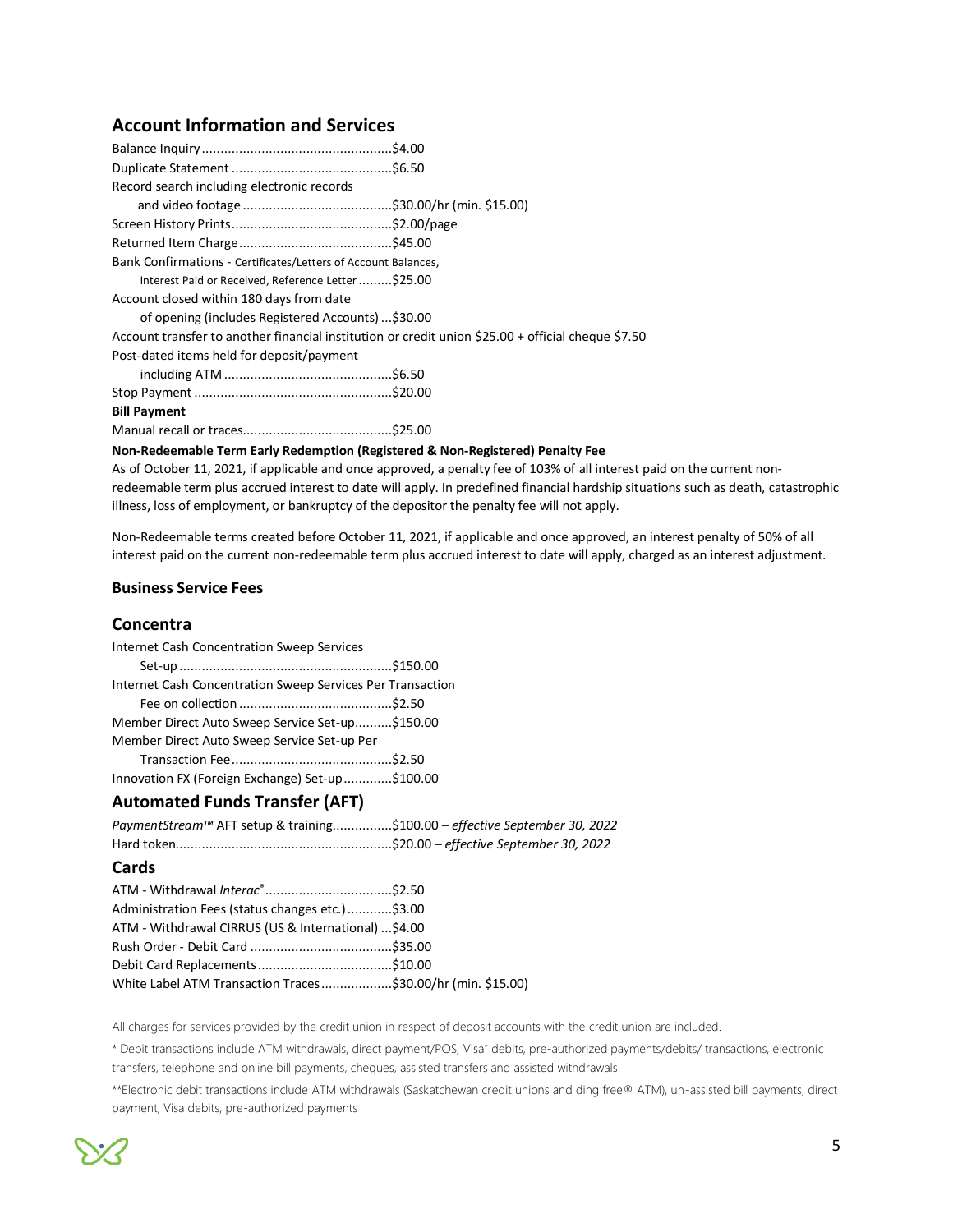## Account Information and Services

Balance Inquiry ..................................................$4.00
Duplicate Statement ..........................................$6.50
Record search including electronic records
and video footage ........................................$30.00/hr (min. $15.00)
Screen History Prints..........................................$2.00/page
Returned Item Charge.........................................$45.00
Bank Confirmations - Certificates/Letters of Account Balances,
Interest Paid or Received, Reference Letter .........$25.00
Account closed within 180 days from date
of opening (includes Registered Accounts) ...$30.00
Account transfer to another financial institution or credit union $25.00 + official cheque $7.50
Post-dated items held for deposit/payment
including ATM .............................................$6.50
Stop Payment ....................................................$20.00

**Bill Payment**

Manual recall or traces........................................$25.00

**Non-Redeemable Term Early Redemption (Registered & Non-Registered) Penalty Fee**

As of October 11, 2021, if applicable and once approved, a penalty fee of 103% of all interest paid on the current non-redeemable term plus accrued interest to date will apply. In predefined financial hardship situations such as death, catastrophic illness, loss of employment, or bankruptcy of the depositor the penalty fee will not apply.

Non-Redeemable terms created before October 11, 2021, if applicable and once approved, an interest penalty of 50% of all interest paid on the current non-redeemable term plus accrued interest to date will apply, charged as an interest adjustment.

### Business Service Fees

## Concentra

Internet Cash Concentration Sweep Services
Set-up .........................................................$150.00
Internet Cash Concentration Sweep Services Per Transaction
Fee on collection .........................................$2.50
Member Direct Auto Sweep Service Set-up..........$150.00
Member Direct Auto Sweep Service Set-up Per
Transaction Fee...........................................$2.50
Innovation FX (Foreign Exchange) Set-up.............$100.00

## Automated Funds Transfer (AFT)

*PaymentStream™* AFT setup & training................$100.00 – *effective September 30, 2022*
Hard token..........................................................$20.00 – *effective September 30, 2022*

## Cards

ATM - Withdrawal *Interac*®..................................$2.50
Administration Fees (status changes etc.) ............$3.00
ATM - Withdrawal CIRRUS (US & International) ...$4.00
Rush Order - Debit Card ......................................$35.00
Debit Card Replacements....................................$10.00
White Label ATM Transaction Traces...................$30.00/hr (min. $15.00)

All charges for services provided by the credit union in respect of deposit accounts with the credit union are included.

\* Debit transactions include ATM withdrawals, direct payment/POS, Visa* debits, pre-authorized payments/debits/ transactions, electronic transfers, telephone and online bill payments, cheques, assisted transfers and assisted withdrawals

\*\*Electronic debit transactions include ATM withdrawals (Saskatchewan credit unions and ding free® ATM), un-assisted bill payments, direct payment, Visa debits, pre-authorized payments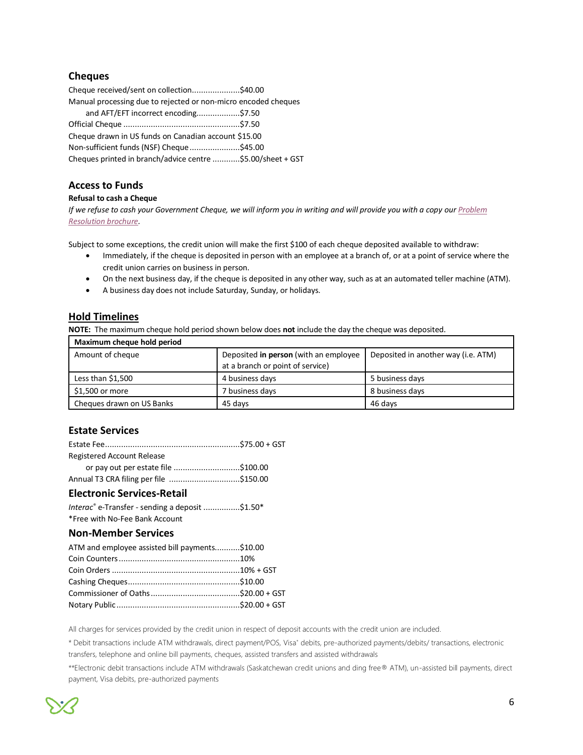## Cheques

Cheque received/sent on collection.....................$40.00
Manual processing due to rejected or non-micro encoded cheques
and AFT/EFT incorrect encoding...................$7.50
Official Cheque ...................................................$7.50
Cheque drawn in US funds on Canadian account $15.00
Non-sufficient funds (NSF) Cheque ......................$45.00
Cheques printed in branch/advice centre ............$5.00/sheet + GST

## Access to Funds

**Refusal to cash a Cheque**

*If we refuse to cash your Government Cheque, we will inform you in writing and will provide you with a copy our Problem Resolution brochure.*

Subject to some exceptions, the credit union will make the first $100 of each cheque deposited available to withdraw:

- Immediately, if the cheque is deposited in person with an employee at a branch of, or at a point of service where the credit union carries on business in person.
- On the next business day, if the cheque is deposited in any other way, such as at an automated teller machine (ATM).
- A business day does not include Saturday, Sunday, or holidays.

## Hold Timelines

**NOTE:** The maximum cheque hold period shown below does **not** include the day the cheque was deposited.

| Maximum cheque hold period | | |
|---|---|---|
| Amount of cheque | Deposited **in person** (with an employee at a branch or point of service) | Deposited in another way (i.e. ATM) |
| Less than $1,500 | 4 business days | 5 business days |
| $1,500 or more | 7 business days | 8 business days |
| Cheques drawn on US Banks | 45 days | 46 days |

## Estate Services

Estate Fee..........................................................$75.00 + GST
Registered Account Release
or pay out per estate file .............................$100.00
Annual T3 CRA filing per file ...............................$150.00

## Electronic Services-Retail

*Interac*® e-Transfer - sending a deposit ................$1.50*
*Free with No-Fee Bank Account

## Non-Member Services

ATM and employee assisted bill payments...........$10.00
Coin Counters .....................................................10%
Coin Orders ........................................................10% + GST
Cashing Cheques.................................................$10.00
Commissioner of Oaths.......................................$20.00 + GST
Notary Public ......................................................$20.00 + GST

All charges for services provided by the credit union in respect of deposit accounts with the credit union are included.

* Debit transactions include ATM withdrawals, direct payment/POS, Visa* debits, pre-authorized payments/debits/ transactions, electronic transfers, telephone and online bill payments, cheques, assisted transfers and assisted withdrawals

**Electronic debit transactions include ATM withdrawals (Saskatchewan credit unions and ding free® ATM), un-assisted bill payments, direct payment, Visa debits, pre-authorized payments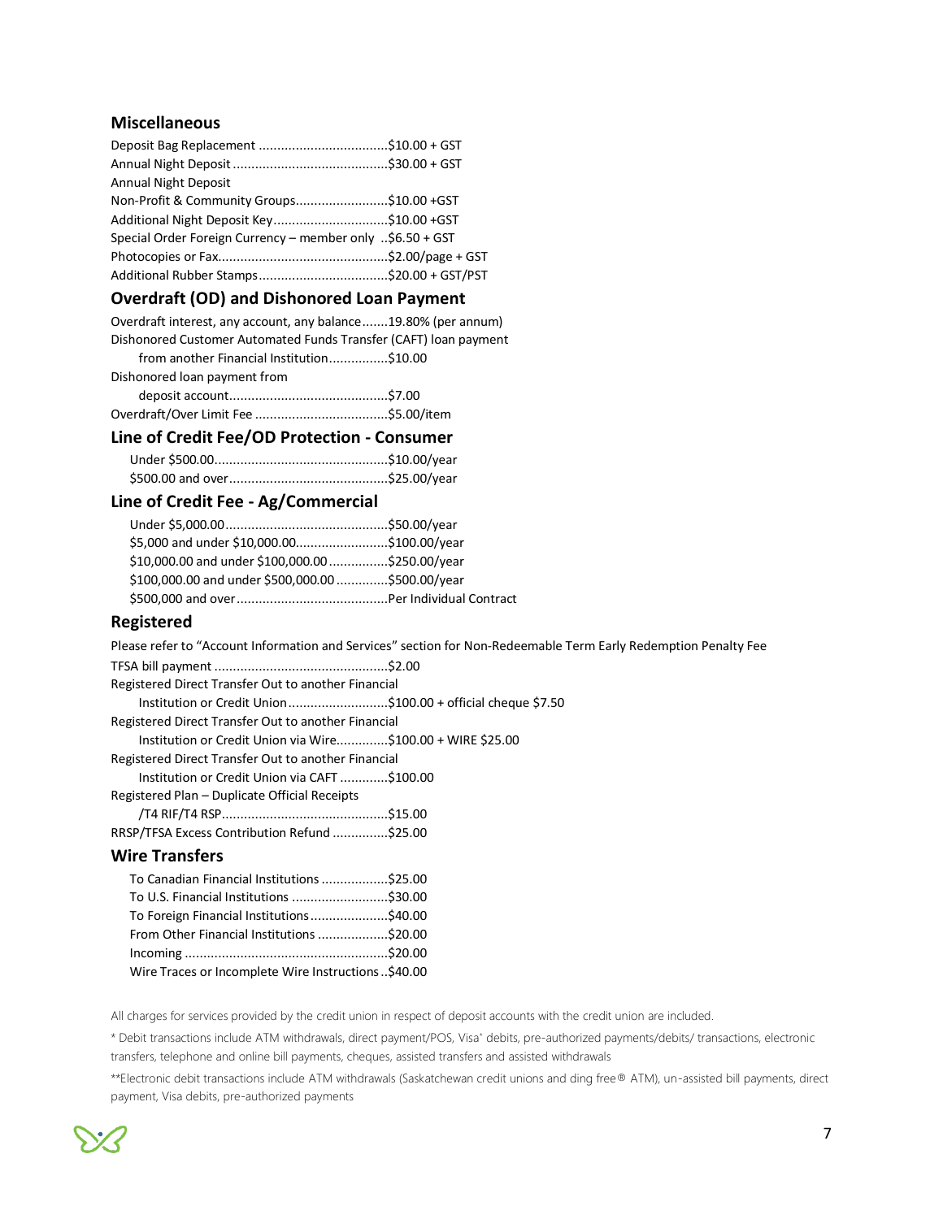## Miscellaneous

Deposit Bag Replacement ..................................\$10.00 + GST
Annual Night Deposit .........................................\$30.00 + GST
Annual Night Deposit
Non-Profit & Community Groups........................\$10.00 +GST
Additional Night Deposit Key...............................\$10.00 +GST
Special Order Foreign Currency – member only ..\$6.50 + GST
Photocopies or Fax.............................................\$2.00/page + GST
Additional Rubber Stamps..................................\$20.00 + GST/PST

## Overdraft (OD) and Dishonored Loan Payment

Overdraft interest, any account, any balance.......19.80% (per annum)
Dishonored Customer Automated Funds Transfer (CAFT) loan payment
from another Financial Institution................\$10.00
Dishonored loan payment from
deposit account..........................................\$7.00
Overdraft/Over Limit Fee ...................................\$5.00/item

## Line of Credit Fee/OD Protection - Consumer

Under \$500.00...............................................\$10.00/year
\$500.00 and over..........................................\$25.00/year

## Line of Credit Fee - Ag/Commercial

Under \$5,000.00...........................................\$50.00/year
\$5,000 and under \$10,000.00.........................\$100.00/year
\$10,000.00 and under \$100,000.00 ................\$250.00/year
\$100,000.00 and under \$500,000.00 ..............\$500.00/year
\$500,000 and over.........................................Per Individual Contract

## Registered

Please refer to "Account Information and Services" section for Non-Redeemable Term Early Redemption Penalty Fee

TFSA bill payment ...............................................\$2.00
Registered Direct Transfer Out to another Financial
Institution or Credit Union...........................\$100.00 + official cheque \$7.50
Registered Direct Transfer Out to another Financial
Institution or Credit Union via Wire.............\$100.00 + WIRE \$25.00
Registered Direct Transfer Out to another Financial
Institution or Credit Union via CAFT .............\$100.00
Registered Plan – Duplicate Official Receipts
/T4 RIF/T4 RSP............................................\$15.00
RRSP/TFSA Excess Contribution Refund ...............\$25.00

## Wire Transfers

To Canadian Financial Institutions ..................\$25.00
To U.S. Financial Institutions ..........................\$30.00
To Foreign Financial Institutions.....................\$40.00
From Other Financial Institutions ...................\$20.00
Incoming .......................................................\$20.00
Wire Traces or Incomplete Wire Instructions ..\$40.00

All charges for services provided by the credit union in respect of deposit accounts with the credit union are included.

* Debit transactions include ATM withdrawals, direct payment/POS, Visa* debits, pre-authorized payments/debits/ transactions, electronic transfers, telephone and online bill payments, cheques, assisted transfers and assisted withdrawals

**Electronic debit transactions include ATM withdrawals (Saskatchewan credit unions and ding free® ATM), un-assisted bill payments, direct payment, Visa debits, pre-authorized payments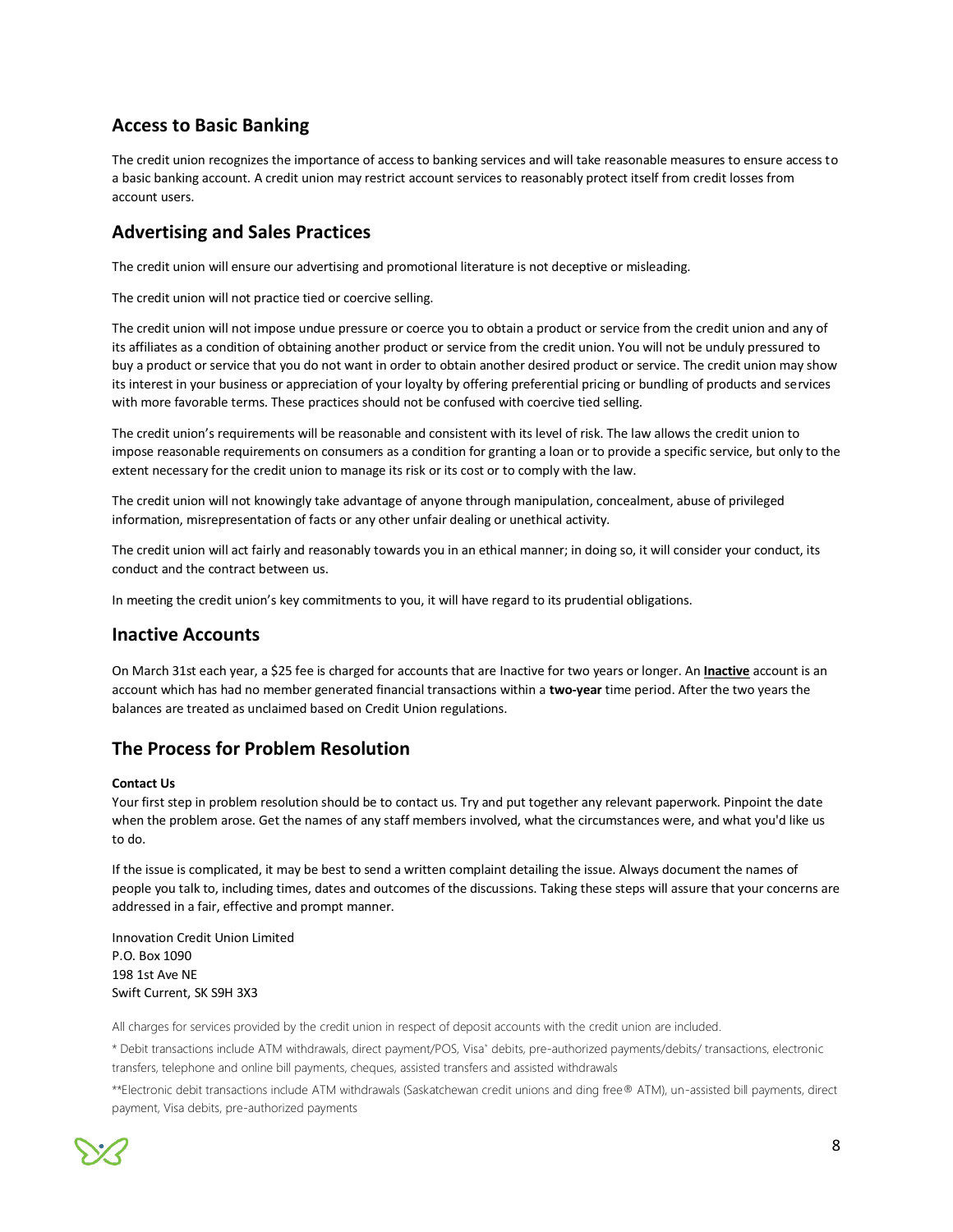## Access to Basic Banking

The credit union recognizes the importance of access to banking services and will take reasonable measures to ensure access to a basic banking account. A credit union may restrict account services to reasonably protect itself from credit losses from account users.

## Advertising and Sales Practices

The credit union will ensure our advertising and promotional literature is not deceptive or misleading.

The credit union will not practice tied or coercive selling.

The credit union will not impose undue pressure or coerce you to obtain a product or service from the credit union and any of its affiliates as a condition of obtaining another product or service from the credit union. You will not be unduly pressured to buy a product or service that you do not want in order to obtain another desired product or service. The credit union may show its interest in your business or appreciation of your loyalty by offering preferential pricing or bundling of products and services with more favorable terms. These practices should not be confused with coercive tied selling.

The credit union's requirements will be reasonable and consistent with its level of risk. The law allows the credit union to impose reasonable requirements on consumers as a condition for granting a loan or to provide a specific service, but only to the extent necessary for the credit union to manage its risk or its cost or to comply with the law.

The credit union will not knowingly take advantage of anyone through manipulation, concealment, abuse of privileged information, misrepresentation of facts or any other unfair dealing or unethical activity.

The credit union will act fairly and reasonably towards you in an ethical manner; in doing so, it will consider your conduct, its conduct and the contract between us.

In meeting the credit union's key commitments to you, it will have regard to its prudential obligations.

## Inactive Accounts

On March 31st each year, a $25 fee is charged for accounts that are Inactive for two years or longer. An **Inactive** account is an account which has had no member generated financial transactions within a **two-year** time period. After the two years the balances are treated as unclaimed based on Credit Union regulations.

## The Process for Problem Resolution

**Contact Us**

Your first step in problem resolution should be to contact us. Try and put together any relevant paperwork. Pinpoint the date when the problem arose. Get the names of any staff members involved, what the circumstances were, and what you'd like us to do.

If the issue is complicated, it may be best to send a written complaint detailing the issue. Always document the names of people you talk to, including times, dates and outcomes of the discussions. Taking these steps will assure that your concerns are addressed in a fair, effective and prompt manner.

Innovation Credit Union Limited
P.O. Box 1090
198 1st Ave NE
Swift Current, SK S9H 3X3

All charges for services provided by the credit union in respect of deposit accounts with the credit union are included.

* Debit transactions include ATM withdrawals, direct payment/POS, Visa* debits, pre-authorized payments/debits/ transactions, electronic transfers, telephone and online bill payments, cheques, assisted transfers and assisted withdrawals

**Electronic debit transactions include ATM withdrawals (Saskatchewan credit unions and ding free® ATM), un-assisted bill payments, direct payment, Visa debits, pre-authorized payments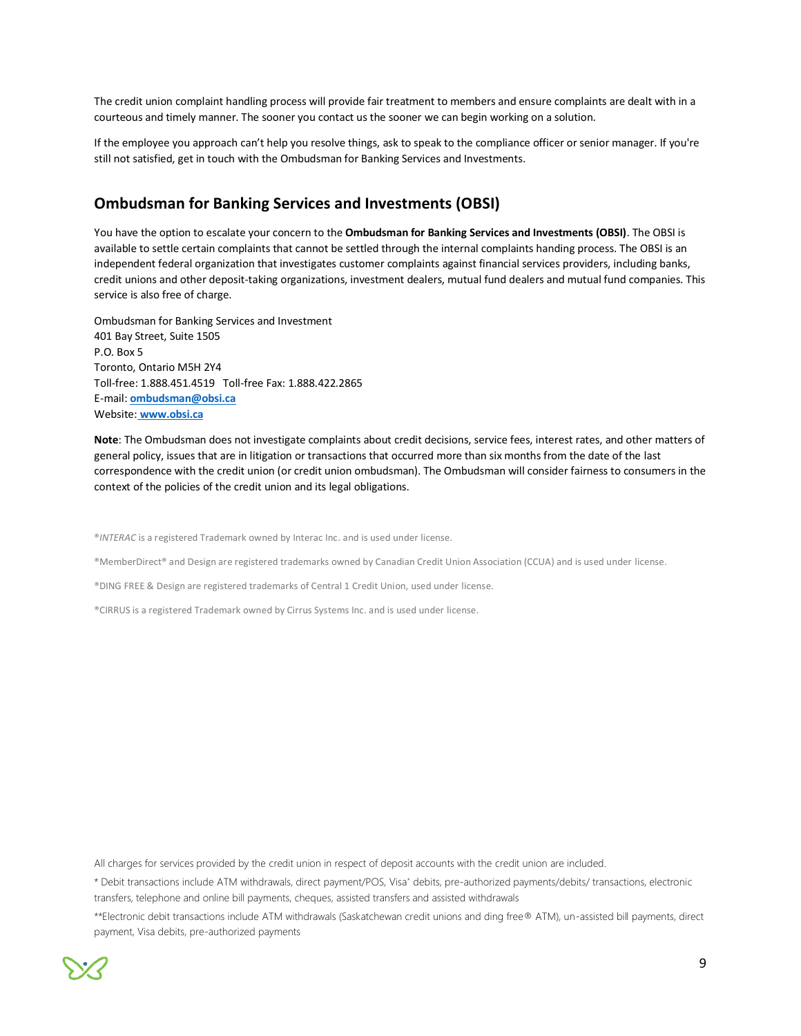The credit union complaint handling process will provide fair treatment to members and ensure complaints are dealt with in a courteous and timely manner. The sooner you contact us the sooner we can begin working on a solution.

If the employee you approach can't help you resolve things, ask to speak to the compliance officer or senior manager. If you're still not satisfied, get in touch with the Ombudsman for Banking Services and Investments.

## Ombudsman for Banking Services and Investments (OBSI)

You have the option to escalate your concern to the **Ombudsman for Banking Services and Investments (OBSI)**. The OBSI is available to settle certain complaints that cannot be settled through the internal complaints handing process. The OBSI is an independent federal organization that investigates customer complaints against financial services providers, including banks, credit unions and other deposit-taking organizations, investment dealers, mutual fund dealers and mutual fund companies. This service is also free of charge.

Ombudsman for Banking Services and Investment
401 Bay Street, Suite 1505
P.O. Box 5
Toronto, Ontario M5H 2Y4
Toll-free: 1.888.451.4519 Toll-free Fax: 1.888.422.2865
E-mail: **ombudsman@obsi.ca**
Website: **www.obsi.ca**

**Note**: The Ombudsman does not investigate complaints about credit decisions, service fees, interest rates, and other matters of general policy, issues that are in litigation or transactions that occurred more than six months from the date of the last correspondence with the credit union (or credit union ombudsman). The Ombudsman will consider fairness to consumers in the context of the policies of the credit union and its legal obligations.

®*INTERAC* is a registered Trademark owned by Interac Inc. and is used under license.

®MemberDirect® and Design are registered trademarks owned by Canadian Credit Union Association (CCUA) and is used under license.

®DING FREE & Design are registered trademarks of Central 1 Credit Union, used under license.

®CIRRUS is a registered Trademark owned by Cirrus Systems Inc. and is used under license.

All charges for services provided by the credit union in respect of deposit accounts with the credit union are included.

* Debit transactions include ATM withdrawals, direct payment/POS, Visa* debits, pre-authorized payments/debits/ transactions, electronic transfers, telephone and online bill payments, cheques, assisted transfers and assisted withdrawals

**Electronic debit transactions include ATM withdrawals (Saskatchewan credit unions and ding free® ATM), un-assisted bill payments, direct payment, Visa debits, pre-authorized payments